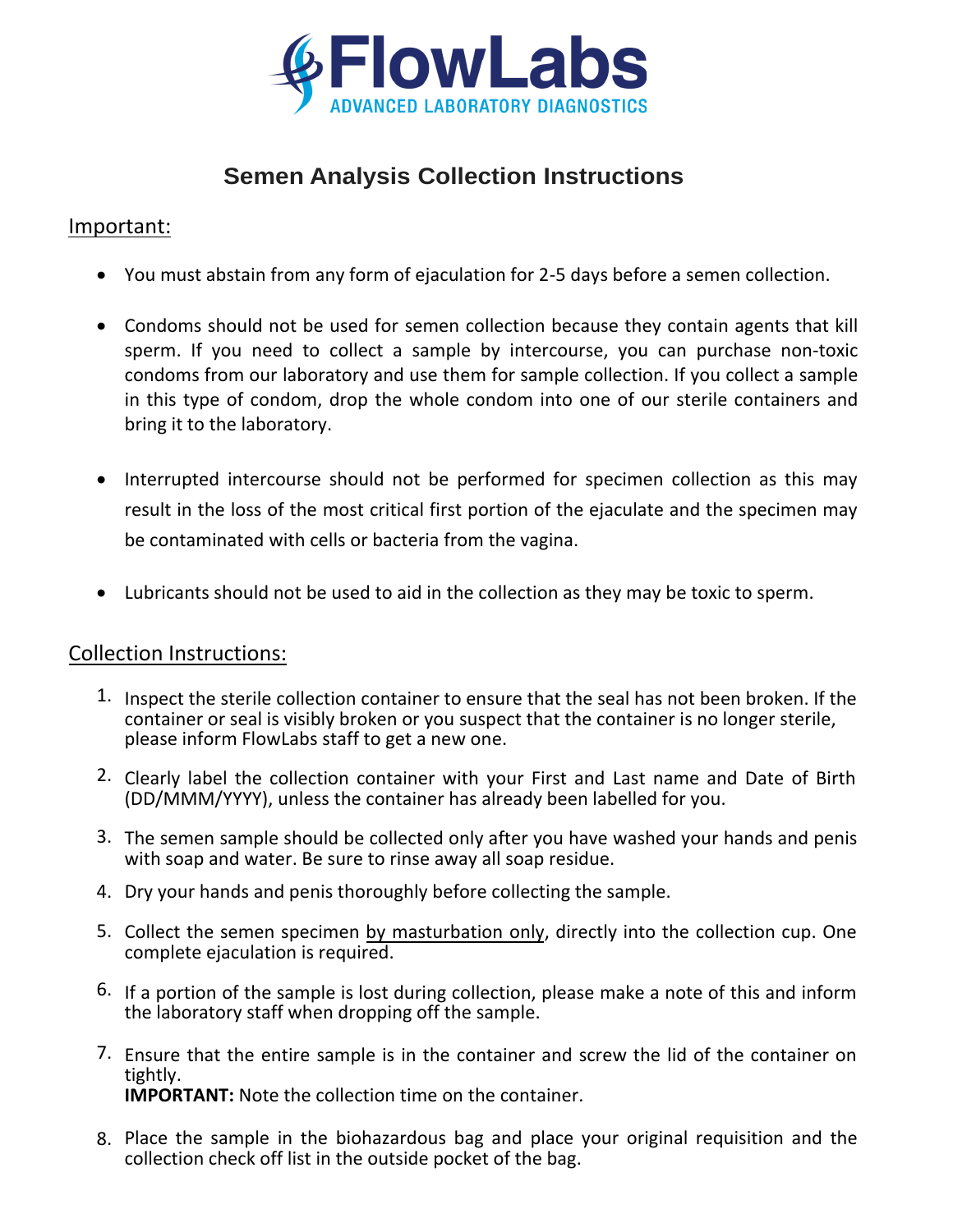# FlowLabs

ADVANCED LABORATORY DIAGNOSTICS

## Semen Analysis Collection Instructions

### Important:

- You must abstain from any form of ejaculation for 2-5 days before a semen collection.
- Condoms should not be used for semen collection because they contain agents that kill sperm. If you need to collect a sample by intercourse, you can purchase non-toxic condoms from our laboratory and use them for sample collection. If you collect a sample in this type of condom, drop the whole condom into one of our sterile containers and bring it to the laboratory.
- Interrupted intercourse should not be performed for specimen collection as this may result in the loss of the most critical first portion of the ejaculate and the specimen may be contaminated with cells or bacteria from the vagina.
- Lubricants should not be used to aid in the collection as they may be toxic to sperm.

### Collection Instructions:

1. Inspect the sterile collection container to ensure that the seal has not been broken. If the container or seal is visibly broken or you suspect that the container is no longer sterile, please inform FlowLabs staff to get a new one.
2. Clearly label the collection container with your First and Last name and Date of Birth (DD/MMM/YYYY), unless the container has already been labelled for you.
3. The semen sample should be collected only after you have washed your hands and penis with soap and water. Be sure to rinse away all soap residue.
4. Dry your hands and penis thoroughly before collecting the sample.
5. Collect the semen specimen <u>by masturbation only</u>, directly into the collection cup. One complete ejaculation is required.
6. If a portion of the sample is lost during collection, please make a note of this and inform the laboratory staff when dropping off the sample.
7. Ensure that the entire sample is in the container and screw the lid of the container on tightly.
   **IMPORTANT:** Note the collection time on the container.
8. Place the sample in the biohazardous bag and place your original requisition and the collection check off list in the outside pocket of the bag.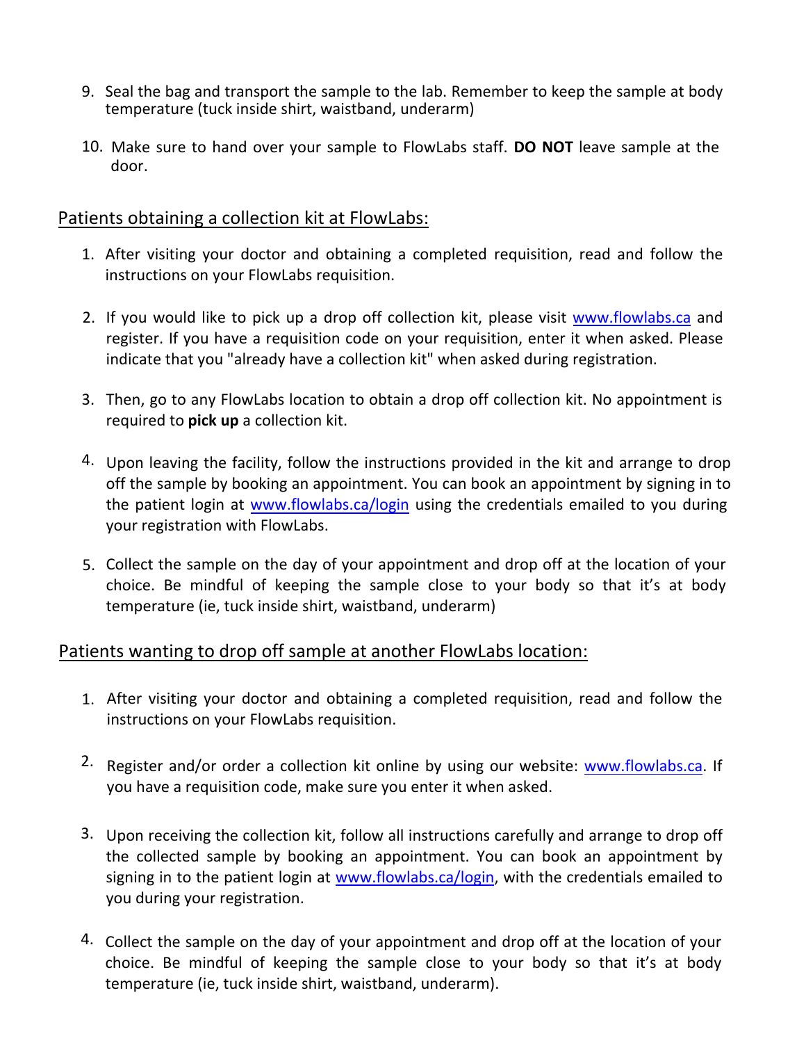9. Seal the bag and transport the sample to the lab. Remember to keep the sample at body temperature (tuck inside shirt, waistband, underarm)

10. Make sure to hand over your sample to FlowLabs staff. **DO NOT** leave sample at the door.

## Patients obtaining a collection kit at FlowLabs:

1. After visiting your doctor and obtaining a completed requisition, read and follow the instructions on your FlowLabs requisition.

2. If you would like to pick up a drop off collection kit, please visit www.flowlabs.ca and register. If you have a requisition code on your requisition, enter it when asked. Please indicate that you "already have a collection kit" when asked during registration.

3. Then, go to any FlowLabs location to obtain a drop off collection kit. No appointment is required to **pick up** a collection kit.

4. Upon leaving the facility, follow the instructions provided in the kit and arrange to drop off the sample by booking an appointment. You can book an appointment by signing in to the patient login at www.flowlabs.ca/login using the credentials emailed to you during your registration with FlowLabs.

5. Collect the sample on the day of your appointment and drop off at the location of your choice. Be mindful of keeping the sample close to your body so that it's at body temperature (ie, tuck inside shirt, waistband, underarm)

## Patients wanting to drop off sample at another FlowLabs location:

1. After visiting your doctor and obtaining a completed requisition, read and follow the instructions on your FlowLabs requisition.

2. Register and/or order a collection kit online by using our website: www.flowlabs.ca. If you have a requisition code, make sure you enter it when asked.

3. Upon receiving the collection kit, follow all instructions carefully and arrange to drop off the collected sample by booking an appointment. You can book an appointment by signing in to the patient login at www.flowlabs.ca/login, with the credentials emailed to you during your registration.

4. Collect the sample on the day of your appointment and drop off at the location of your choice. Be mindful of keeping the sample close to your body so that it's at body temperature (ie, tuck inside shirt, waistband, underarm).